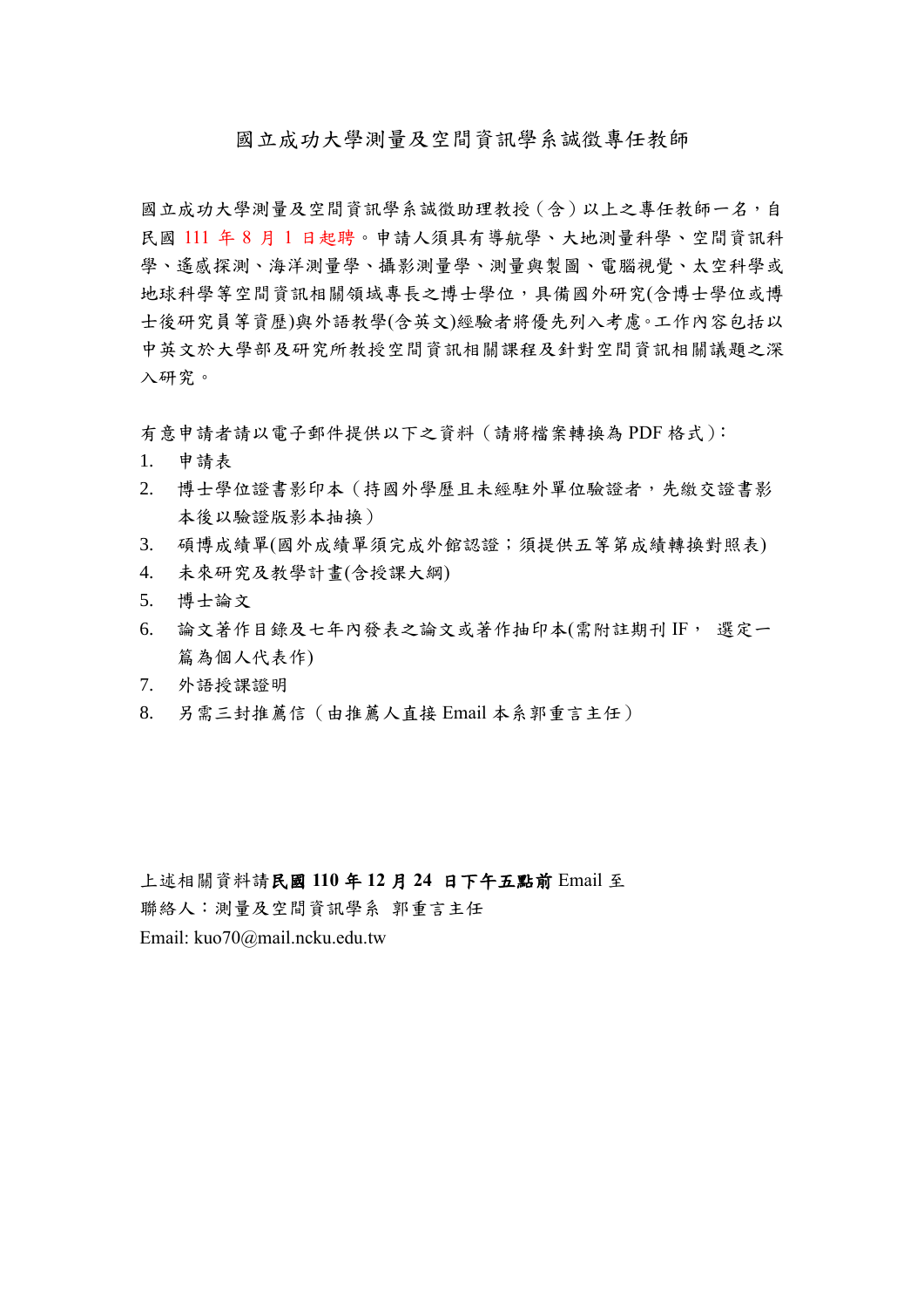# 國立成功大學測量及空間資訊學系誠徵專任教師

國立成功大學測量及空間資訊學系誠徵助理教授（含）以上之專任教師一名，自民國 111 年 8 月 1 日起聘。申請人須具有導航學、大地測量科學、空間資訊科學、遙感探測、海洋測量學、攝影測量學、測量與製圖、電腦視覺、太空科學或地球科學等空間資訊相關領域專長之博士學位，具備國外研究(含博士學位或博士後研究員等資歷)與外語教學(含英文)經驗者將優先列入考慮。工作內容包括以中英文於大學部及研究所教授空間資訊相關課程及針對空間資訊相關議題之深入研究。

有意申請者請以電子郵件提供以下之資料（請將檔案轉換為 PDF 格式）：

1. 申請表
2. 博士學位證書影印本（持國外學歷且未經駐外單位驗證者，先繳交證書影本後以驗證版影本抽換）
3. 碩博成績單(國外成績單須完成外館認證；須提供五等第成績轉換對照表)
4. 未來研究及教學計畫(含授課大綱)
5. 博士論文
6. 論文著作目錄及七年內發表之論文或著作抽印本(需附註期刊 IF， 選定一篇為個人代表作)
7. 外語授課證明
8. 另需三封推薦信（由推薦人直接 Email 本系郭重言主任）

上述相關資料請**民國 110 年 12 月 24 日下午五點前** Email 至

聯絡人：測量及空間資訊學系 郭重言主任

Email: kuo70@mail.ncku.edu.tw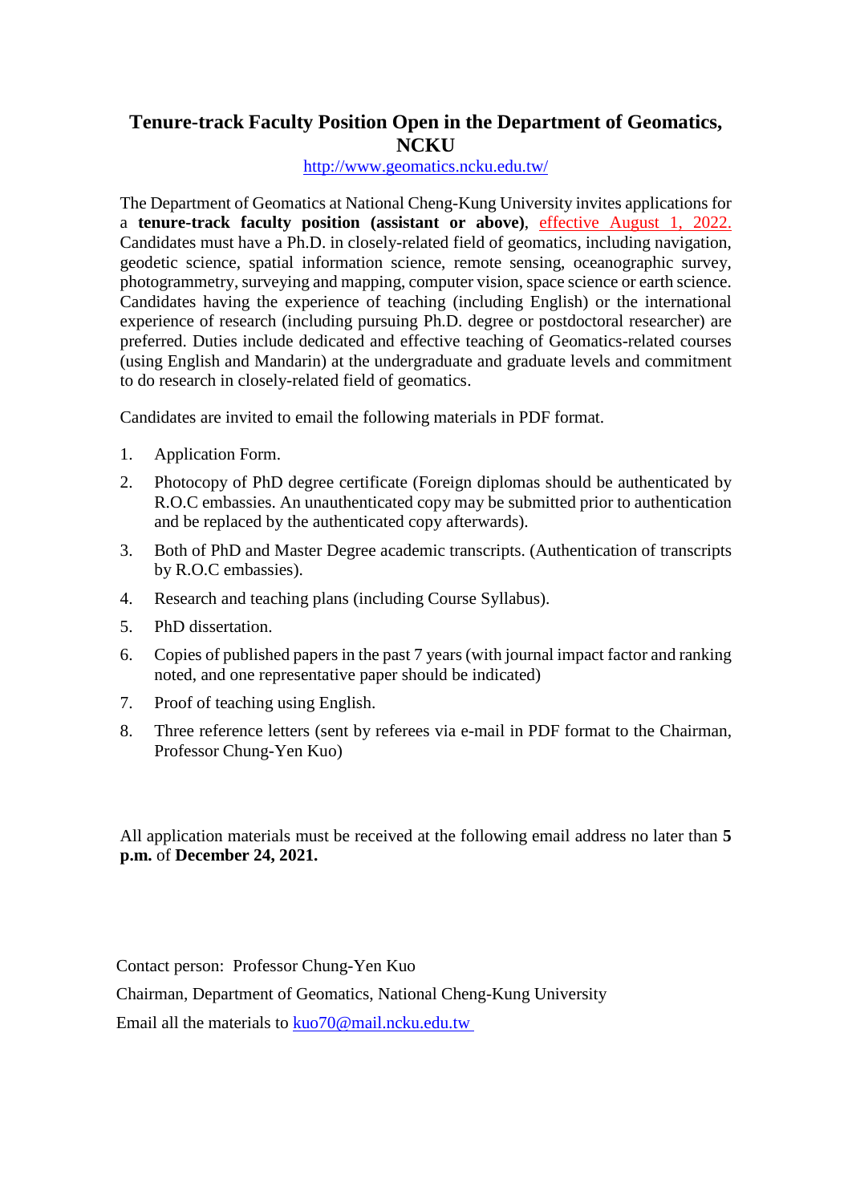# Tenure-track Faculty Position Open in the Department of Geomatics, NCKU

http://www.geomatics.ncku.edu.tw/

The Department of Geomatics at National Cheng-Kung University invites applications for a **tenure-track faculty position (assistant or above)**, effective August 1, 2022. Candidates must have a Ph.D. in closely-related field of geomatics, including navigation, geodetic science, spatial information science, remote sensing, oceanographic survey, photogrammetry, surveying and mapping, computer vision, space science or earth science. Candidates having the experience of teaching (including English) or the international experience of research (including pursuing Ph.D. degree or postdoctoral researcher) are preferred. Duties include dedicated and effective teaching of Geomatics-related courses (using English and Mandarin) at the undergraduate and graduate levels and commitment to do research in closely-related field of geomatics.

Candidates are invited to email the following materials in PDF format.

1. Application Form.
2. Photocopy of PhD degree certificate (Foreign diplomas should be authenticated by R.O.C embassies. An unauthenticated copy may be submitted prior to authentication and be replaced by the authenticated copy afterwards).
3. Both of PhD and Master Degree academic transcripts. (Authentication of transcripts by R.O.C embassies).
4. Research and teaching plans (including Course Syllabus).
5. PhD dissertation.
6. Copies of published papers in the past 7 years (with journal impact factor and ranking noted, and one representative paper should be indicated)
7. Proof of teaching using English.
8. Three reference letters (sent by referees via e-mail in PDF format to the Chairman, Professor Chung-Yen Kuo)

All application materials must be received at the following email address no later than **5 p.m.** of **December 24, 2021.**

Contact person: Professor Chung-Yen Kuo

Chairman, Department of Geomatics, National Cheng-Kung University

Email all the materials to kuo70@mail.ncku.edu.tw